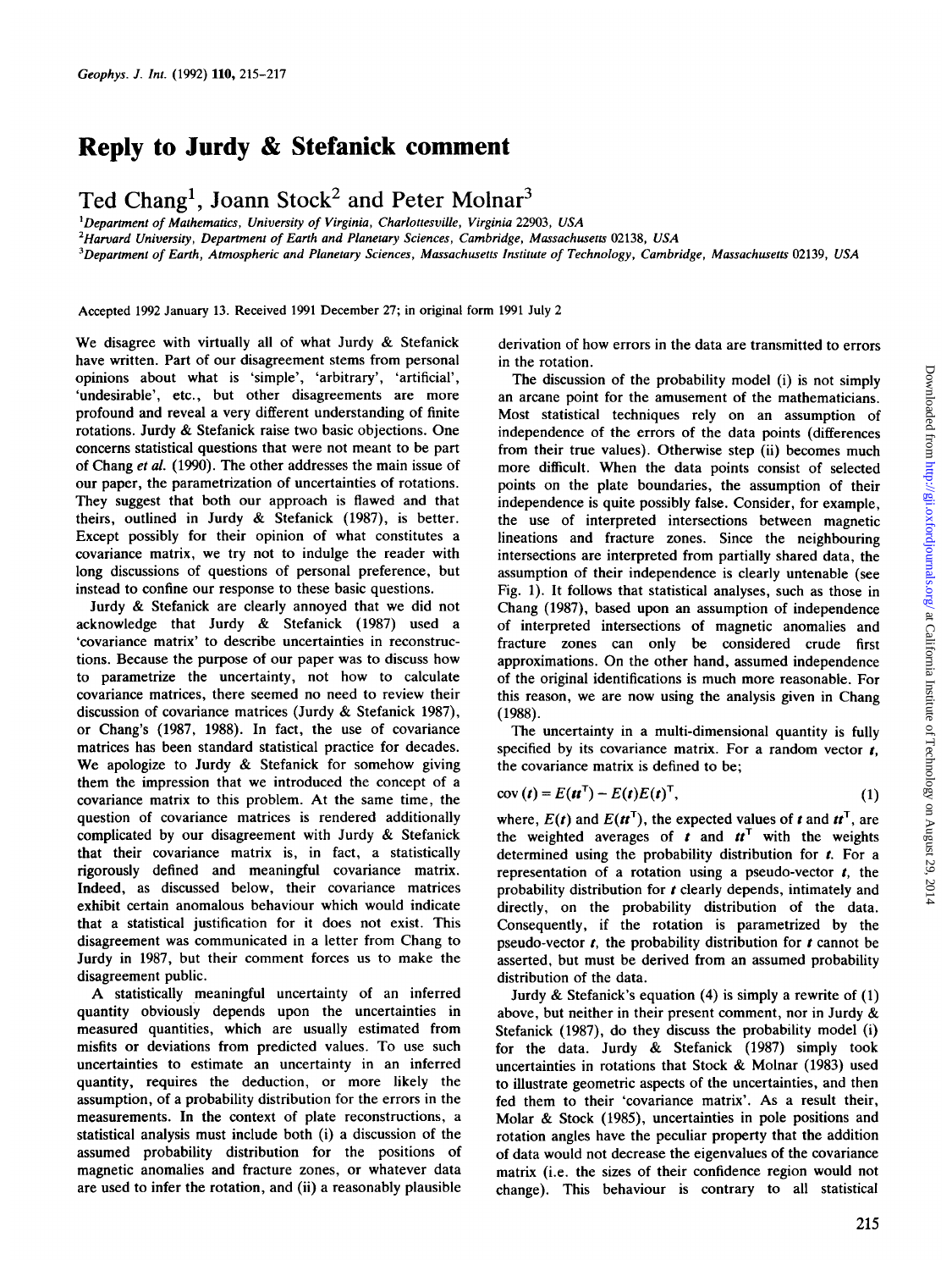# Reply to Jurdy & Stefanick comment

Ted Chang[1], Joann Stock[2] and Peter Molnar[3]

[1]Department of Mathematics, University of Virginia, Charlottesville, Virginia 22903, USA

[2]Harvard University, Department of Earth and Planetary Sciences, Cambridge, Massachusetts 02138, USA

[3]Department of Earth, Atmospheric and Planetary Sciences, Massachusetts Institute of Technology, Cambridge, Massachusetts 02139, USA

Accepted 1992 January 13. Received 1991 December 27; in original form 1991 July 2

We disagree with virtually all of what Jurdy & Stefanick have written. Part of our disagreement stems from personal opinions about what is 'simple', 'arbitrary', 'artificial', 'undesirable', etc., but other disagreements are more profound and reveal a very different understanding of finite rotations. Jurdy & Stefanick raise two basic objections. One concerns statistical questions that were not meant to be part of Chang *et al.* (1990). The other addresses the main issue of our paper, the parametrization of uncertainties of rotations. They suggest that both our approach is flawed and that theirs, outlined in Jurdy & Stefanick (1987), is better. Except possibly for their opinion of what constitutes a covariance matrix, we try not to indulge the reader with long discussions of questions of personal preference, but instead to confine our response to these basic questions.

Jurdy & Stefanick are clearly annoyed that we did not acknowledge that Jurdy & Stefanick (1987) used a 'covariance matrix' to describe uncertainties in reconstructions. Because the purpose of our paper was to discuss how to parametrize the uncertainty, not how to calculate covariance matrices, there seemed no need to review their discussion of covariance matrices (Jurdy & Stefanick 1987), or Chang's (1987, 1988). In fact, the use of covariance matrices has been standard statistical practice for decades. We apologize to Jurdy & Stefanick for somehow giving them the impression that we introduced the concept of a covariance matrix to this problem. At the same time, the question of covariance matrices is rendered additionally complicated by our disagreement with Jurdy & Stefanick that their covariance matrix is, in fact, a statistically rigorously defined and meaningful covariance matrix. Indeed, as discussed below, their covariance matrices exhibit certain anomalous behaviour which would indicate that a statistical justification for it does not exist. This disagreement was communicated in a letter from Chang to Jurdy in 1987, but their comment forces us to make the disagreement public.

A statistically meaningful uncertainty of an inferred quantity obviously depends upon the uncertainties in measured quantities, which are usually estimated from misfits or deviations from predicted values. To use such uncertainties to estimate an uncertainty in an inferred quantity, requires the deduction, or more likely the assumption, of a probability distribution for the errors in the measurements. In the context of plate reconstructions, a statistical analysis must include both (i) a discussion of the assumed probability distribution for the positions of magnetic anomalies and fracture zones, or whatever data are used to infer the rotation, and (ii) a reasonably plausible derivation of how errors in the data are transmitted to errors in the rotation.

The discussion of the probability model (i) is not simply an arcane point for the amusement of the mathematicians. Most statistical techniques rely on an assumption of independence of the errors of the data points (differences from their true values). Otherwise step (ii) becomes much more difficult. When the data points consist of selected points on the plate boundaries, the assumption of their independence is quite possibly false. Consider, for example, the use of interpreted intersections between magnetic lineations and fracture zones. Since the neighbouring intersections are interpreted from partially shared data, the assumption of their independence is clearly untenable (see Fig. 1). It follows that statistical analyses, such as those in Chang (1987), based upon an assumption of independence of interpreted intersections of magnetic anomalies and fracture zones can only be considered crude first approximations. On the other hand, assumed independence of the original identifications is much more reasonable. For this reason, we are now using the analysis given in Chang (1988).

The uncertainty in a multi-dimensional quantity is fully specified by its covariance matrix. For a random vector $\boldsymbol{t}$, the covariance matrix is defined to be;

$$\mathrm{cov}(\boldsymbol{t}) = E(\boldsymbol{t}\boldsymbol{t}^{\mathrm{T}}) - E(\boldsymbol{t})E(\boldsymbol{t})^{\mathrm{T}}, \qquad (1)$$

where, $E(\boldsymbol{t})$ and $E(\boldsymbol{t}\boldsymbol{t}^{\mathrm{T}})$, the expected values of $\boldsymbol{t}$ and $\boldsymbol{t}\boldsymbol{t}^{\mathrm{T}}$, are the weighted averages of $\boldsymbol{t}$ and $\boldsymbol{t}\boldsymbol{t}^{\mathrm{T}}$ with the weights determined using the probability distribution for $\boldsymbol{t}$. For a representation of a rotation using a pseudo-vector $\boldsymbol{t}$, the probability distribution for $\boldsymbol{t}$ clearly depends, intimately and directly, on the probability distribution of the data. Consequently, if the rotation is parametrized by the pseudo-vector $\boldsymbol{t}$, the probability distribution for $\boldsymbol{t}$ cannot be asserted, but must be derived from an assumed probability distribution of the data.

Jurdy & Stefanick's equation (4) is simply a rewrite of (1) above, but neither in their present comment, nor in Jurdy & Stefanick (1987), do they discuss the probability model (i) for the data. Jurdy & Stefanick (1987) simply took uncertainties in rotations that Stock & Molnar (1983) used to illustrate geometric aspects of the uncertainties, and then fed them to their 'covariance matrix'. As a result their, Molar & Stock (1985), uncertainties in pole positions and rotation angles have the peculiar property that the addition of data would not decrease the eigenvalues of the covariance matrix (i.e. the sizes of their confidence region would not change). This behaviour is contrary to all statistical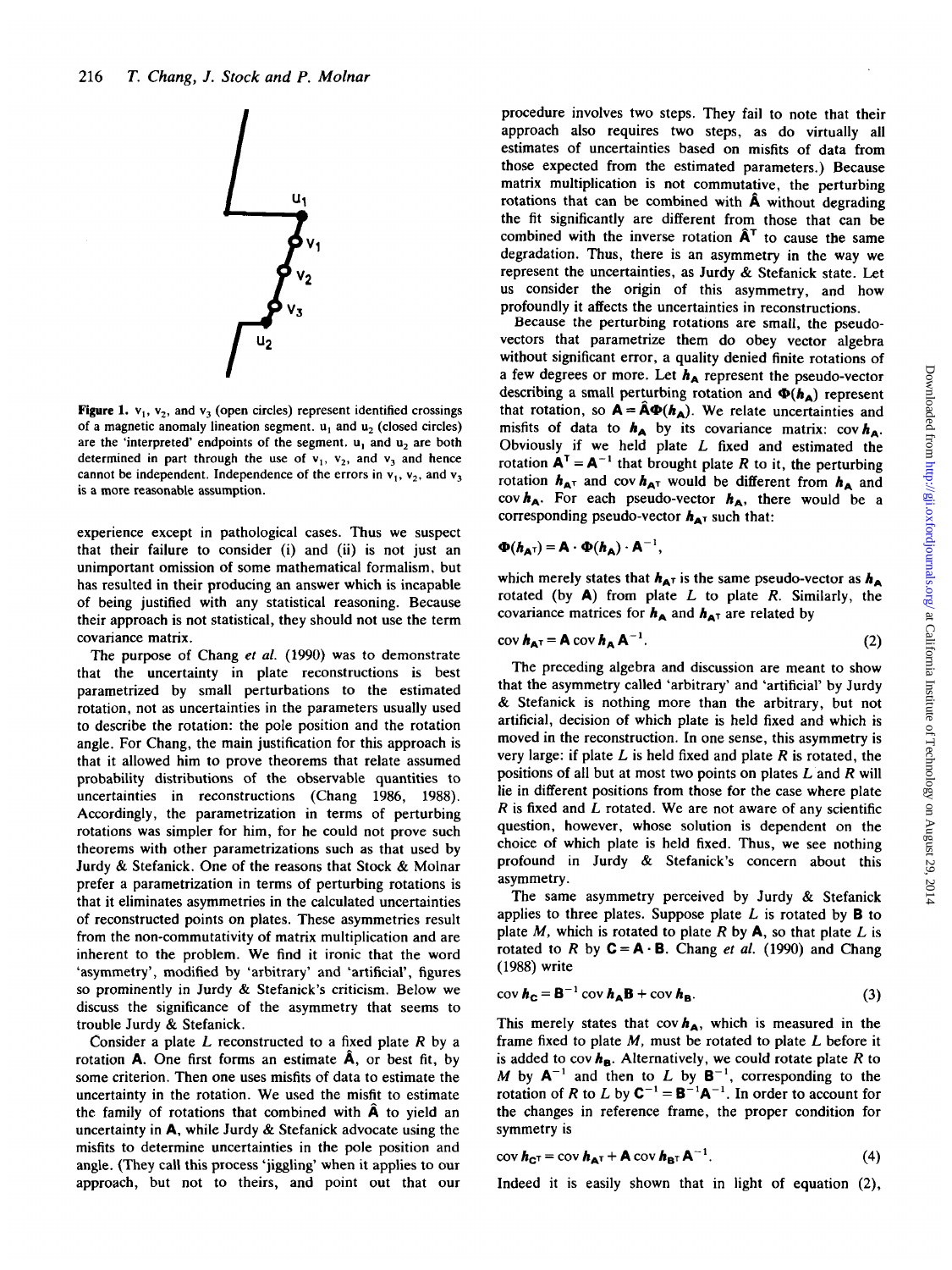**Figure 1.** $v_1$, $v_2$, and $v_3$ (open circles) represent identified crossings of a magnetic anomaly lineation segment. $u_1$ and $u_2$ (closed circles) are the 'interpreted' endpoints of the segment. $u_1$ and $u_2$ are both determined in part through the use of $v_1$, $v_2$, and $v_3$ and hence cannot be independent. Independence of the errors in $v_1$, $v_2$, and $v_3$ is a more reasonable assumption.

experience except in pathological cases. Thus we suspect that their failure to consider (i) and (ii) is not just an unimportant omission of some mathematical formalism, but has resulted in their producing an answer which is incapable of being justified with any statistical reasoning. Because their approach is not statistical, they should not use the term covariance matrix.

The purpose of Chang *et al.* (1990) was to demonstrate that the uncertainty in plate reconstructions is best parametrized by small perturbations to the estimated rotation, not as uncertainties in the parameters usually used to describe the rotation: the pole position and the rotation angle. For Chang, the main justification for this approach is that it allowed him to prove theorems that relate assumed probability distributions of the observable quantities to uncertainties in reconstructions (Chang 1986, 1988). Accordingly, the parametrization in terms of perturbing rotations was simpler for him, for he could not prove such theorems with other parametrizations such as that used by Jurdy & Stefanick. One of the reasons that Stock & Molnar prefer a parametrization in terms of perturbing rotations is that it eliminates asymmetries in the calculated uncertainties of reconstructed points on plates. These asymmetries result from the non-commutativity of matrix multiplication and are inherent to the problem. We find it ironic that the word 'asymmetry', modified by 'arbitrary' and 'artificial', figures so prominently in Jurdy & Stefanick's criticism. Below we discuss the significance of the asymmetry that seems to trouble Jurdy & Stefanick.

Consider a plate $L$ reconstructed to a fixed plate $R$ by a rotation $\mathbf{A}$. One first forms an estimate $\hat{\mathbf{A}}$, or best fit, by some criterion. Then one uses misfits of data to estimate the uncertainty in the rotation. We used the misfit to estimate the family of rotations that combined with $\hat{\mathbf{A}}$ to yield an uncertainty in $\mathbf{A}$, while Jurdy & Stefanick advocate using the misfits to determine uncertainties in the pole position and angle. (They call this process 'jiggling' when it applies to our approach, but not to theirs, and point out that our procedure involves two steps. They fail to note that their approach also requires two steps, as do virtually all estimates of uncertainties based on misfits of data from those expected from the estimated parameters.) Because matrix multiplication is not commutative, the perturbing rotations that can be combined with $\hat{\mathbf{A}}$ without degrading the fit significantly are different from those that can be combined with the inverse rotation $\hat{\mathbf{A}}^{\mathrm{T}}$ to cause the same degradation. Thus, there is an asymmetry in the way we represent the uncertainties, as Jurdy & Stefanick state. Let us consider the origin of this asymmetry, and how profoundly it affects the uncertainties in reconstructions.

Because the perturbing rotations are small, the pseudo-vectors that parametrize them do obey vector algebra without significant error, a quality denied finite rotations of a few degrees or more. Let $\boldsymbol{h}_{\mathbf{A}}$ represent the pseudo-vector describing a small perturbing rotation and $\boldsymbol{\Phi}(\boldsymbol{h}_{\mathbf{A}})$ represent that rotation, so $\mathbf{A} = \hat{\mathbf{A}}\boldsymbol{\Phi}(\boldsymbol{h}_{\mathbf{A}})$. We relate uncertainties and misfits of data to $\boldsymbol{h}_{\mathbf{A}}$ by its covariance matrix: $\operatorname{cov} \boldsymbol{h}_{\mathbf{A}}$. Obviously if we held plate $L$ fixed and estimated the rotation $\mathbf{A}^{\mathrm{T}} = \mathbf{A}^{-1}$ that brought plate $R$ to it, the perturbing rotation $\boldsymbol{h}_{\mathbf{A}^{\mathrm{T}}}$ and $\operatorname{cov} \boldsymbol{h}_{\mathbf{A}^{\mathrm{T}}}$ would be different from $\boldsymbol{h}_{\mathbf{A}}$ and $\operatorname{cov} \boldsymbol{h}_{\mathbf{A}}$. For each pseudo-vector $\boldsymbol{h}_{\mathbf{A}}$, there would be a corresponding pseudo-vector $\boldsymbol{h}_{\mathbf{A}^{\mathrm{T}}}$ such that:

$$\boldsymbol{\Phi}(\boldsymbol{h}_{\mathbf{A}^{\mathrm{T}}}) = \mathbf{A} \cdot \boldsymbol{\Phi}(\boldsymbol{h}_{\mathbf{A}}) \cdot \mathbf{A}^{-1},$$

which merely states that $\boldsymbol{h}_{\mathbf{A}^{\mathrm{T}}}$ is the same pseudo-vector as $\boldsymbol{h}_{\mathbf{A}}$ rotated (by $\mathbf{A}$) from plate $L$ to plate $R$. Similarly, the covariance matrices for $\boldsymbol{h}_{\mathbf{A}}$ and $\boldsymbol{h}_{\mathbf{A}^{\mathrm{T}}}$ are related by

$$\operatorname{cov} \boldsymbol{h}_{\mathbf{A}^{\mathrm{T}}} = \mathbf{A} \operatorname{cov} \boldsymbol{h}_{\mathbf{A}} \mathbf{A}^{-1}. \tag{2}$$

The preceding algebra and discussion are meant to show that the asymmetry called 'arbitrary' and 'artificial' by Jurdy & Stefanick is nothing more than the arbitrary, but not artificial, decision of which plate is held fixed and which is moved in the reconstruction. In one sense, this asymmetry is very large: if plate $L$ is held fixed and plate $R$ is rotated, the positions of all but at most two points on plates $L$ and $R$ will lie in different positions from those for the case where plate $R$ is fixed and $L$ rotated. We are not aware of any scientific question, however, whose solution is dependent on the choice of which plate is held fixed. Thus, we see nothing profound in Jurdy & Stefanick's concern about this asymmetry.

The same asymmetry perceived by Jurdy & Stefanick applies to three plates. Suppose plate $L$ is rotated by $\mathbf{B}$ to plate $M$, which is rotated to plate $R$ by $\mathbf{A}$, so that plate $L$ is rotated to $R$ by $\mathbf{C} = \mathbf{A} \cdot \mathbf{B}$. Chang *et al.* (1990) and Chang (1988) write

$$\operatorname{cov} \boldsymbol{h}_{\mathbf{C}} = \mathbf{B}^{-1} \operatorname{cov} \boldsymbol{h}_{\mathbf{A}} \mathbf{B} + \operatorname{cov} \boldsymbol{h}_{\mathbf{B}}. \tag{3}$$

This merely states that $\operatorname{cov} \boldsymbol{h}_{\mathbf{A}}$, which is measured in the frame fixed to plate $M$, must be rotated to plate $L$ before it is added to $\operatorname{cov} \boldsymbol{h}_{\mathbf{B}}$. Alternatively, we could rotate plate $R$ to $M$ by $\mathbf{A}^{-1}$ and then to $L$ by $\mathbf{B}^{-1}$, corresponding to the rotation of $R$ to $L$ by $\mathbf{C}^{-1} = \mathbf{B}^{-1}\mathbf{A}^{-1}$. In order to account for the changes in reference frame, the proper condition for symmetry is

$$\operatorname{cov} \boldsymbol{h}_{\mathbf{C}^{\mathrm{T}}} = \operatorname{cov} \boldsymbol{h}_{\mathbf{A}^{\mathrm{T}}} + \mathbf{A} \operatorname{cov} \boldsymbol{h}_{\mathbf{B}^{\mathrm{T}}} \mathbf{A}^{-1}. \tag{4}$$

Indeed it is easily shown that in light of equation (2),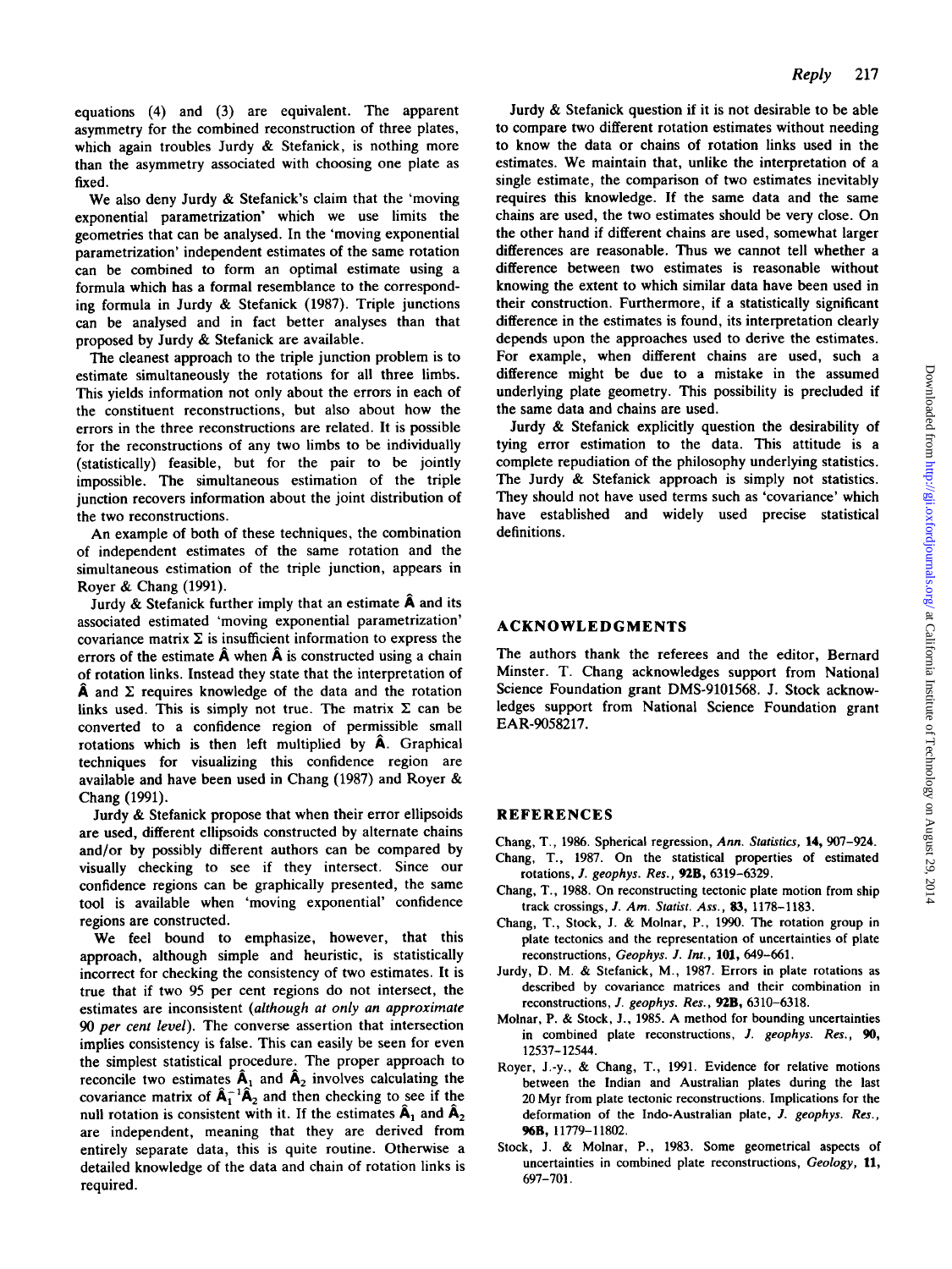equations (4) and (3) are equivalent. The apparent asymmetry for the combined reconstruction of three plates, which again troubles Jurdy & Stefanick, is nothing more than the asymmetry associated with choosing one plate as fixed.

We also deny Jurdy & Stefanick's claim that the 'moving exponential parametrization' which we use limits the geometries that can be analysed. In the 'moving exponential parametrization' independent estimates of the same rotation can be combined to form an optimal estimate using a formula which has a formal resemblance to the corresponding formula in Jurdy & Stefanick (1987). Triple junctions can be analysed and in fact better analyses than that proposed by Jurdy & Stefanick are available.

The cleanest approach to the triple junction problem is to estimate simultaneously the rotations for all three limbs. This yields information not only about the errors in each of the constituent reconstructions, but also about how the errors in the three reconstructions are related. It is possible for the reconstructions of any two limbs to be individually (statistically) feasible, but for the pair to be jointly impossible. The simultaneous estimation of the triple junction recovers information about the joint distribution of the two reconstructions.

An example of both of these techniques, the combination of independent estimates of the same rotation and the simultaneous estimation of the triple junction, appears in Royer & Chang (1991).

Jurdy & Stefanick further imply that an estimate $\hat{\mathbf{A}}$ and its associated estimated 'moving exponential parametrization' covariance matrix $\Sigma$ is insufficient information to express the errors of the estimate $\hat{\mathbf{A}}$ when $\hat{\mathbf{A}}$ is constructed using a chain of rotation links. Instead they state that the interpretation of $\hat{\mathbf{A}}$ and $\Sigma$ requires knowledge of the data and the rotation links used. This is simply not true. The matrix $\Sigma$ can be converted to a confidence region of permissible small rotations which is then left multiplied by $\hat{\mathbf{A}}$. Graphical techniques for visualizing this confidence region are available and have been used in Chang (1987) and Royer & Chang (1991).

Jurdy & Stefanick propose that when their error ellipsoids are used, different ellipsoids constructed by alternate chains and/or by possibly different authors can be compared by visually checking to see if they intersect. Since our confidence regions can be graphically presented, the same tool is available when 'moving exponential' confidence regions are constructed.

We feel bound to emphasize, however, that this approach, although simple and heuristic, is statistically incorrect for checking the consistency of two estimates. It is true that if two 95 per cent regions do not intersect, the estimates are inconsistent (*although at only an approximate 90 per cent level*). The converse assertion that intersection implies consistency is false. This can easily be seen for even the simplest statistical procedure. The proper approach to reconcile two estimates $\hat{\mathbf{A}}_1$ and $\hat{\mathbf{A}}_2$ involves calculating the covariance matrix of $\hat{\mathbf{A}}_1^{-1}\hat{\mathbf{A}}_2$ and then checking to see if the null rotation is consistent with it. If the estimates $\hat{\mathbf{A}}_1$ and $\hat{\mathbf{A}}_2$ are independent, meaning that they are derived from entirely separate data, this is quite routine. Otherwise a detailed knowledge of the data and chain of rotation links is required.

Jurdy & Stefanick question if it is not desirable to be able to compare two different rotation estimates without needing to know the data or chains of rotation links used in the estimates. We maintain that, unlike the interpretation of a single estimate, the comparison of two estimates inevitably requires this knowledge. If the same data and the same chains are used, the two estimates should be very close. On the other hand if different chains are used, somewhat larger differences are reasonable. Thus we cannot tell whether a difference between two estimates is reasonable without knowing the extent to which similar data have been used in their construction. Furthermore, if a statistically significant difference in the estimates is found, its interpretation clearly depends upon the approaches used to derive the estimates. For example, when different chains are used, such a difference might be due to a mistake in the assumed underlying plate geometry. This possibility is precluded if the same data and chains are used.

Jurdy & Stefanick explicitly question the desirability of tying error estimation to the data. This attitude is a complete repudiation of the philosophy underlying statistics. The Jurdy & Stefanick approach is simply not statistics. They should not have used terms such as 'covariance' which have established and widely used precise statistical definitions.

## ACKNOWLEDGMENTS

The authors thank the referees and the editor, Bernard Minster. T. Chang acknowledges support from National Science Foundation grant DMS-9101568. J. Stock acknowledges support from National Science Foundation grant EAR-9058217.

## REFERENCES

Chang, T., 1986. Spherical regression, *Ann. Statistics*, **14**, 907–924.

Chang, T., 1987. On the statistical properties of estimated rotations, *J. geophys. Res.*, **92B**, 6319–6329.

Chang, T., 1988. On reconstructing tectonic plate motion from ship track crossings, *J. Am. Statist. Ass.*, **83**, 1178–1183.

Chang, T., Stock, J. & Molnar, P., 1990. The rotation group in plate tectonics and the representation of uncertainties of plate reconstructions, *Geophys. J. Int.*, **101**, 649–661.

Jurdy, D. M. & Stefanick, M., 1987. Errors in plate rotations as described by covariance matrices and their combination in reconstructions, *J. geophys. Res.*, **92B**, 6310–6318.

Molnar, P. & Stock, J., 1985. A method for bounding uncertainties in combined plate reconstructions, *J. geophys. Res.*, **90**, 12537–12544.

Royer, J.-y., & Chang, T., 1991. Evidence for relative motions between the Indian and Australian plates during the last 20 Myr from plate tectonic reconstructions. Implications for the deformation of the Indo-Australian plate, *J. geophys. Res.*, **96B**, 11779–11802.

Stock, J. & Molnar, P., 1983. Some geometrical aspects of uncertainties in combined plate reconstructions, *Geology*, **11**, 697–701.